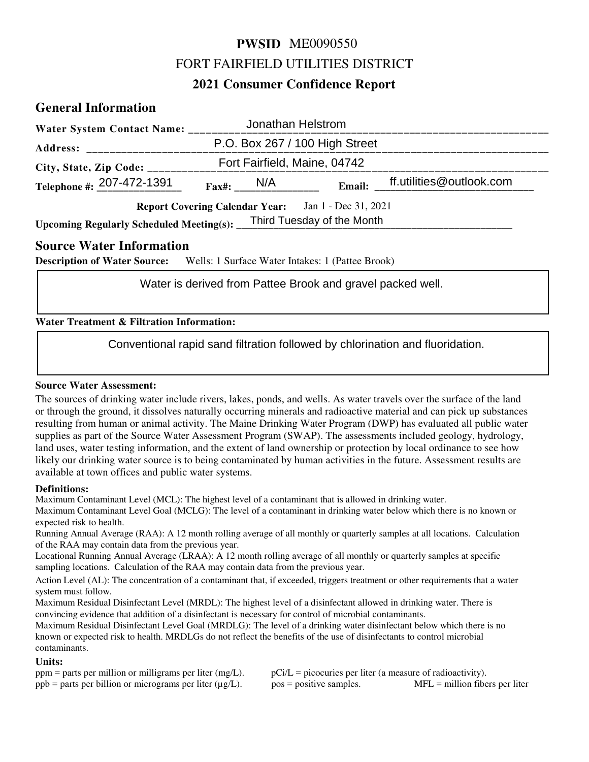# PWSID ME0090550

# FORT FAIRFIELD UTILITIES DISTRICT

## 2021 Consumer Confidence Report

## General Information

**Water System Contact Name:** Jonathan Helstrom

**Address:** P.O. Box 267 / 100 High Street

**City, State, Zip Code:** Fort Fairfield, Maine, 04742

**Telephone #:** 207-472-1391 **Fax#:** N/A **Email:** ff.utilities@outlook.com

**Report Covering Calendar Year:** Jan 1 - Dec 31, 2021

**Upcoming Regularly Scheduled Meeting(s):** Third Tuesday of the Month

## Source Water Information

**Description of Water Source:** Wells: 1 Surface Water Intakes: 1 (Pattee Brook)

Water is derived from Pattee Brook and gravel packed well.

**Water Treatment & Filtration Information:**

Conventional rapid sand filtration followed by chlorination and fluoridation.

**Source Water Assessment:**

The sources of drinking water include rivers, lakes, ponds, and wells. As water travels over the surface of the land or through the ground, it dissolves naturally occurring minerals and radioactive material and can pick up substances resulting from human or animal activity. The Maine Drinking Water Program (DWP) has evaluated all public water supplies as part of the Source Water Assessment Program (SWAP). The assessments included geology, hydrology, land uses, water testing information, and the extent of land ownership or protection by local ordinance to see how likely our drinking water source is to being contaminated by human activities in the future. Assessment results are available at town offices and public water systems.

**Definitions:**

Maximum Contaminant Level (MCL): The highest level of a contaminant that is allowed in drinking water.

Maximum Contaminant Level Goal (MCLG): The level of a contaminant in drinking water below which there is no known or expected risk to health.

Running Annual Average (RAA): A 12 month rolling average of all monthly or quarterly samples at all locations. Calculation of the RAA may contain data from the previous year.

Locational Running Annual Average (LRAA): A 12 month rolling average of all monthly or quarterly samples at specific sampling locations. Calculation of the RAA may contain data from the previous year.

Action Level (AL): The concentration of a contaminant that, if exceeded, triggers treatment or other requirements that a water system must follow.

Maximum Residual Disinfectant Level (MRDL): The highest level of a disinfectant allowed in drinking water. There is convincing evidence that addition of a disinfectant is necessary for control of microbial contaminants.

Maximum Residual Disinfectant Level Goal (MRDLG): The level of a drinking water disinfectant below which there is no known or expected risk to health. MRDLGs do not reflect the benefits of the use of disinfectants to control microbial contaminants.

**Units:**

ppm = parts per million or milligrams per liter (mg/L).

ppb = parts per billion or micrograms per liter (µg/L).

pCi/L = picocuries per liter (a measure of radioactivity).

pos = positive samples.

MFL = million fibers per liter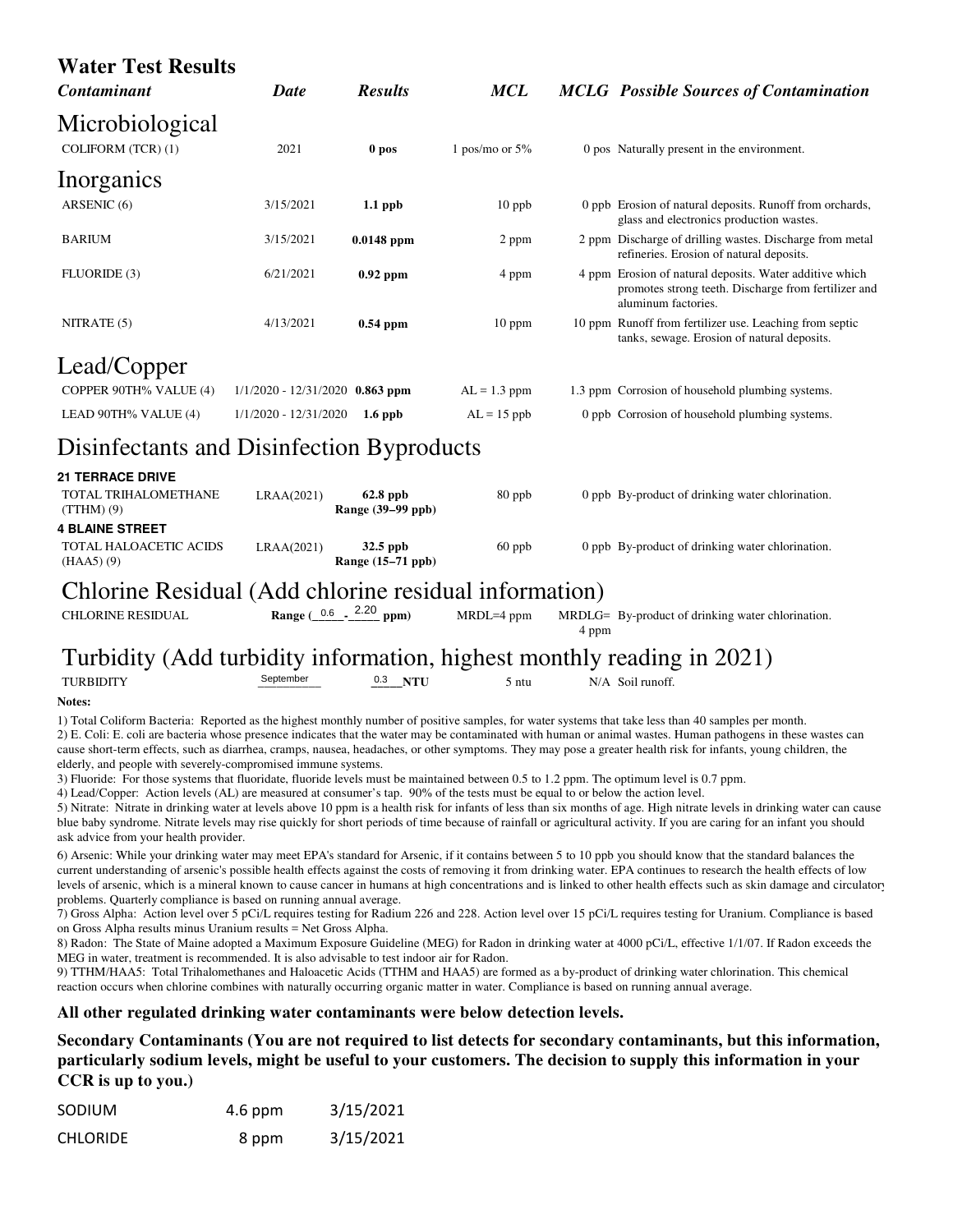# Water Test Results

| *Contaminant* | *Date* | *Results* | *MCL* | *MCLG* | *Possible Sources of Contamination* |
|---|---|---|---|---|---|
| **Microbiological** | | | | | |
| COLIFORM (TCR) (1) | 2021 | **0 pos** | 1 pos/mo or 5% | 0 pos | Naturally present in the environment. |
| **Inorganics** | | | | | |
| ARSENIC (6) | 3/15/2021 | **1.1 ppb** | 10 ppb | 0 ppb | Erosion of natural deposits. Runoff from orchards, glass and electronics production wastes. |
| BARIUM | 3/15/2021 | **0.0148 ppm** | 2 ppm | 2 ppm | Discharge of drilling wastes. Discharge from metal refineries. Erosion of natural deposits. |
| FLUORIDE (3) | 6/21/2021 | **0.92 ppm** | 4 ppm | 4 ppm | Erosion of natural deposits. Water additive which promotes strong teeth. Discharge from fertilizer and aluminum factories. |
| NITRATE (5) | 4/13/2021 | **0.54 ppm** | 10 ppm | 10 ppm | Runoff from fertilizer use. Leaching from septic tanks, sewage. Erosion of natural deposits. |
| **Lead/Copper** | | | | | |
| COPPER 90TH% VALUE (4) | 1/1/2020 - 12/31/2020 | **0.863 ppm** | AL = 1.3 ppm | 1.3 ppm | Corrosion of household plumbing systems. |
| LEAD 90TH% VALUE (4) | 1/1/2020 - 12/31/2020 | **1.6 ppb** | AL = 15 ppb | 0 ppb | Corrosion of household plumbing systems. |
| **Disinfectants and Disinfection Byproducts** | | | | | |
| **21 TERRACE DRIVE** | | | | | |
| TOTAL TRIHALOMETHANE (TTHM) (9) | LRAA(2021) | **62.8 ppb Range (39–99 ppb)** | 80 ppb | 0 ppb | By-product of drinking water chlorination. |
| **4 BLAINE STREET** | | | | | |
| TOTAL HALOACETIC ACIDS (HAA5) (9) | LRAA(2021) | **32.5 ppb Range (15–71 ppb)** | 60 ppb | 0 ppb | By-product of drinking water chlorination. |
| **Chlorine Residual (Add chlorine residual information)** | | | | | |
| CHLORINE RESIDUAL | | **Range (0.6 - 2.20 ppm)** | MRDL=4 ppm | MRDLG= 4 ppm | By-product of drinking water chlorination. |
| **Turbidity (Add turbidity information, highest monthly reading in 2021)** | | | | | |
| TURBIDITY | September | 0.3 **NTU** | 5 ntu | N/A | Soil runoff. |

**Notes:**

1) Total Coliform Bacteria: Reported as the highest monthly number of positive samples, for water systems that take less than 40 samples per month.
2) E. Coli: E. coli are bacteria whose presence indicates that the water may be contaminated with human or animal wastes. Human pathogens in these wastes can cause short-term effects, such as diarrhea, cramps, nausea, headaches, or other symptoms. They may pose a greater health risk for infants, young children, the elderly, and people with severely-compromised immune systems.
3) Fluoride: For those systems that fluoridate, fluoride levels must be maintained between 0.5 to 1.2 ppm. The optimum level is 0.7 ppm.
4) Lead/Copper: Action levels (AL) are measured at consumer's tap. 90% of the tests must be equal to or below the action level.
5) Nitrate: Nitrate in drinking water at levels above 10 ppm is a health risk for infants of less than six months of age. High nitrate levels in drinking water can cause blue baby syndrome. Nitrate levels may rise quickly for short periods of time because of rainfall or agricultural activity. If you are caring for an infant you should ask advice from your health provider.
6) Arsenic: While your drinking water may meet EPA's standard for Arsenic, if it contains between 5 to 10 ppb you should know that the standard balances the current understanding of arsenic's possible health effects against the costs of removing it from drinking water. EPA continues to research the health effects of low levels of arsenic, which is a mineral known to cause cancer in humans at high concentrations and is linked to other health effects such as skin damage and circulatory problems. Quarterly compliance is based on running annual average.
7) Gross Alpha: Action level over 5 pCi/L requires testing for Radium 226 and 228. Action level over 15 pCi/L requires testing for Uranium. Compliance is based on Gross Alpha results minus Uranium results = Net Gross Alpha.
8) Radon: The State of Maine adopted a Maximum Exposure Guideline (MEG) for Radon in drinking water at 4000 pCi/L, effective 1/1/07. If Radon exceeds the MEG in water, treatment is recommended. It is also advisable to test indoor air for Radon.
9) TTHM/HAA5: Total Trihalomethanes and Haloacetic Acids (TTHM and HAA5) are formed as a by-product of drinking water chlorination. This chemical reaction occurs when chlorine combines with naturally occurring organic matter in water. Compliance is based on running annual average.

**All other regulated drinking water contaminants were below detection levels.**

**Secondary Contaminants (You are not required to list detects for secondary contaminants, but this information, particularly sodium levels, might be useful to your customers. The decision to supply this information in your CCR is up to you.)**

| | | |
|---|---|---|
| SODIUM | 4.6 ppm | 3/15/2021 |
| CHLORIDE | 8 ppm | 3/15/2021 |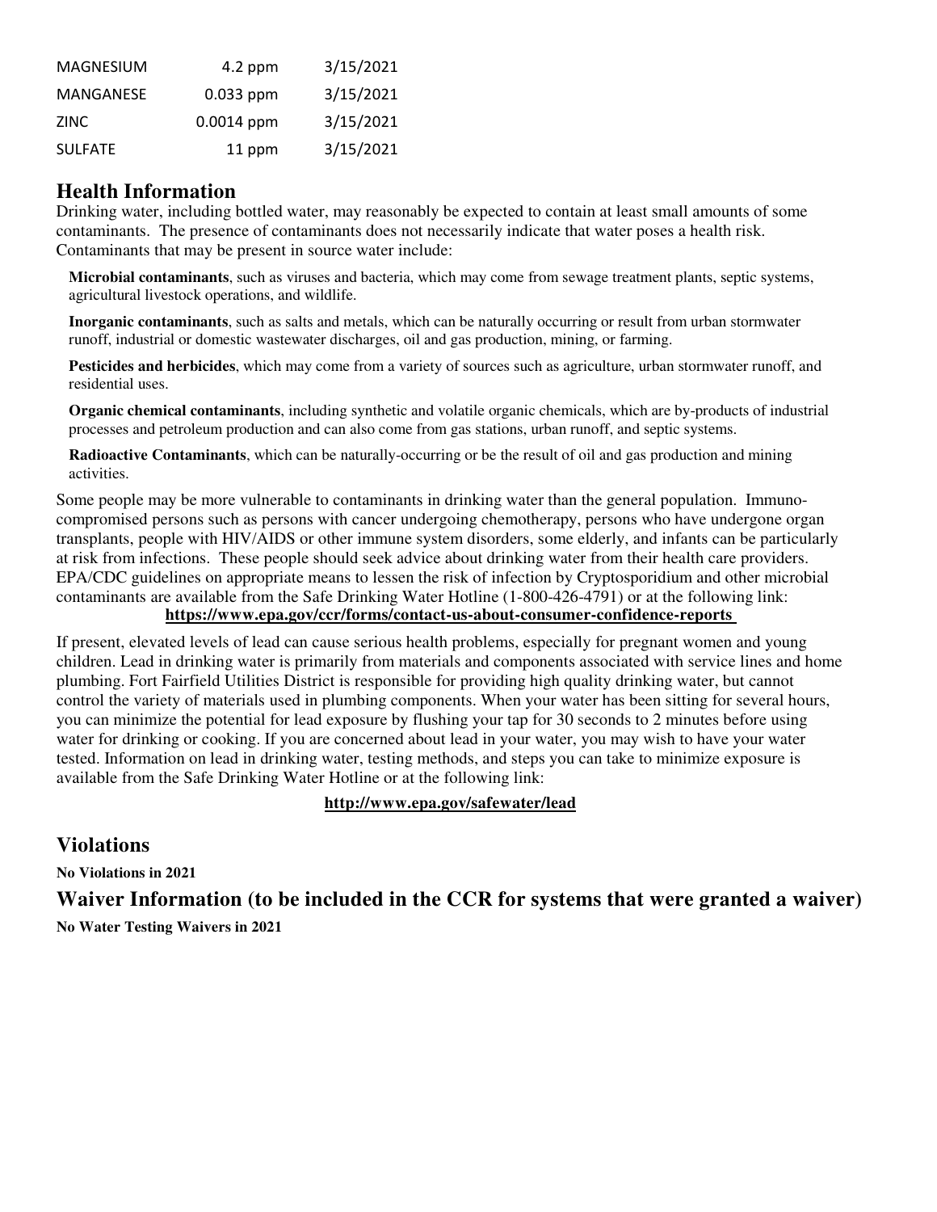| | | |
|---|---|---|
| MAGNESIUM | 4.2 ppm | 3/15/2021 |
| MANGANESE | 0.033 ppm | 3/15/2021 |
| ZINC | 0.0014 ppm | 3/15/2021 |
| SULFATE | 11 ppm | 3/15/2021 |

## Health Information

Drinking water, including bottled water, may reasonably be expected to contain at least small amounts of some contaminants. The presence of contaminants does not necessarily indicate that water poses a health risk. Contaminants that may be present in source water include:

**Microbial contaminants**, such as viruses and bacteria, which may come from sewage treatment plants, septic systems, agricultural livestock operations, and wildlife.

**Inorganic contaminants**, such as salts and metals, which can be naturally occurring or result from urban stormwater runoff, industrial or domestic wastewater discharges, oil and gas production, mining, or farming.

**Pesticides and herbicides**, which may come from a variety of sources such as agriculture, urban stormwater runoff, and residential uses.

**Organic chemical contaminants**, including synthetic and volatile organic chemicals, which are by-products of industrial processes and petroleum production and can also come from gas stations, urban runoff, and septic systems.

**Radioactive Contaminants**, which can be naturally-occurring or be the result of oil and gas production and mining activities.

Some people may be more vulnerable to contaminants in drinking water than the general population. Immuno-compromised persons such as persons with cancer undergoing chemotherapy, persons who have undergone organ transplants, people with HIV/AIDS or other immune system disorders, some elderly, and infants can be particularly at risk from infections. These people should seek advice about drinking water from their health care providers. EPA/CDC guidelines on appropriate means to lessen the risk of infection by Cryptosporidium and other microbial contaminants are available from the Safe Drinking Water Hotline (1-800-426-4791) or at the following link:

**https://www.epa.gov/ccr/forms/contact-us-about-consumer-confidence-reports**

If present, elevated levels of lead can cause serious health problems, especially for pregnant women and young children. Lead in drinking water is primarily from materials and components associated with service lines and home plumbing. Fort Fairfield Utilities District is responsible for providing high quality drinking water, but cannot control the variety of materials used in plumbing components. When your water has been sitting for several hours, you can minimize the potential for lead exposure by flushing your tap for 30 seconds to 2 minutes before using water for drinking or cooking. If you are concerned about lead in your water, you may wish to have your water tested. Information on lead in drinking water, testing methods, and steps you can take to minimize exposure is available from the Safe Drinking Water Hotline or at the following link:

**http://www.epa.gov/safewater/lead**

## Violations

**No Violations in 2021**

## Waiver Information (to be included in the CCR for systems that were granted a waiver)

**No Water Testing Waivers in 2021**